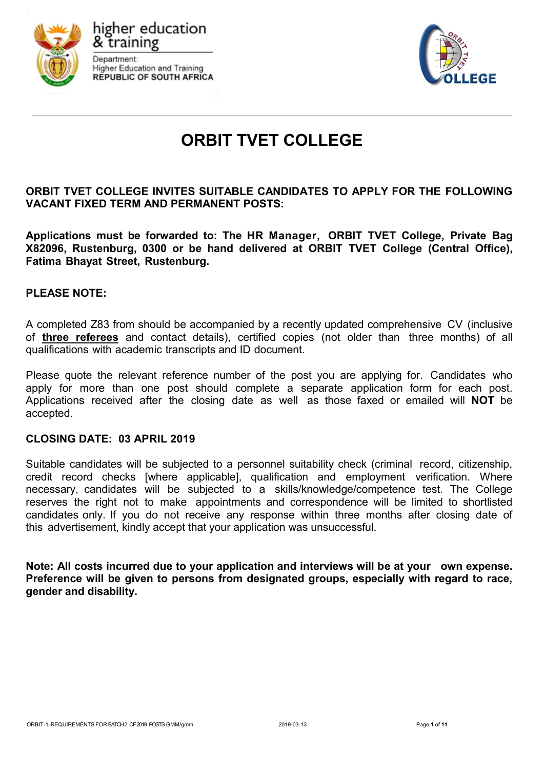higher education & training

Department:
Higher Education and Training
REPUBLIC OF SOUTH AFRICA

# ORBIT TVET COLLEGE

**ORBIT TVET COLLEGE INVITES SUITABLE CANDIDATES TO APPLY FOR THE FOLLOWING VACANT FIXED TERM AND PERMANENT POSTS:**

**Applications must be forwarded to: The HR Manager, ORBIT TVET College, Private Bag X82096, Rustenburg, 0300 or be hand delivered at ORBIT TVET College (Central Office), Fatima Bhayat Street, Rustenburg.**

**PLEASE NOTE:**

A completed Z83 from should be accompanied by a recently updated comprehensive CV (inclusive of **three referees** and contact details), certified copies (not older than three months) of all qualifications with academic transcripts and ID document.

Please quote the relevant reference number of the post you are applying for. Candidates who apply for more than one post should complete a separate application form for each post. Applications received after the closing date as well as those faxed or emailed will **NOT** be accepted.

**CLOSING DATE: 03 APRIL 2019**

Suitable candidates will be subjected to a personnel suitability check (criminal record, citizenship, credit record checks [where applicable], qualification and employment verification. Where necessary, candidates will be subjected to a skills/knowledge/competence test. The College reserves the right not to make appointments and correspondence will be limited to shortlisted candidates only. If you do not receive any response within three months after closing date of this advertisement, kindly accept that your application was unsuccessful.

**Note: All costs incurred due to your application and interviews will be at your own expense. Preference will be given to persons from designated groups, especially with regard to race, gender and disability.**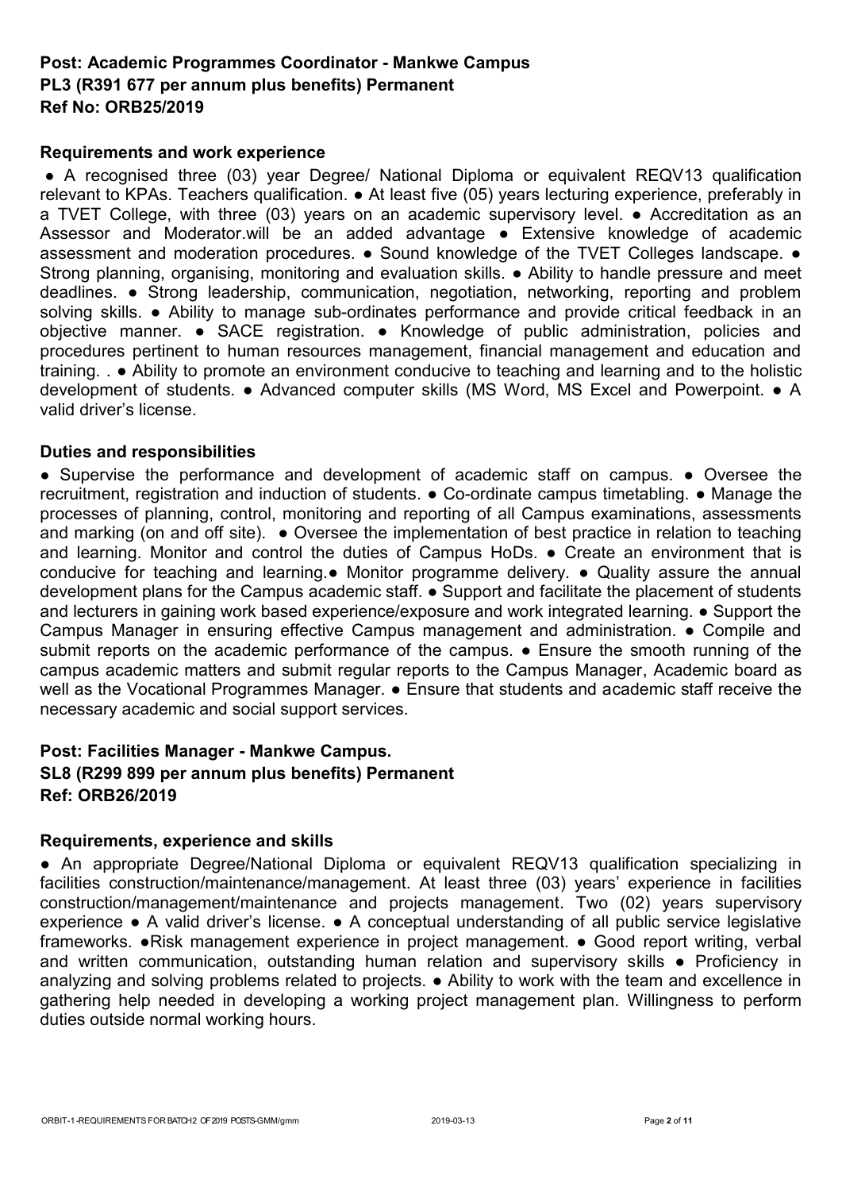**Post: Academic Programmes Coordinator - Mankwe Campus**
**PL3 (R391 677 per annum plus benefits) Permanent**
**Ref No: ORB25/2019**

**Requirements and work experience**

● A recognised three (03) year Degree/ National Diploma or equivalent REQV13 qualification relevant to KPAs. Teachers qualification. ● At least five (05) years lecturing experience, preferably in a TVET College, with three (03) years on an academic supervisory level. ● Accreditation as an Assessor and Moderator.will be an added advantage ● Extensive knowledge of academic assessment and moderation procedures. ● Sound knowledge of the TVET Colleges landscape. ● Strong planning, organising, monitoring and evaluation skills. ● Ability to handle pressure and meet deadlines. ● Strong leadership, communication, negotiation, networking, reporting and problem solving skills. ● Ability to manage sub-ordinates performance and provide critical feedback in an objective manner. ● SACE registration. ● Knowledge of public administration, policies and procedures pertinent to human resources management, financial management and education and training. . ● Ability to promote an environment conducive to teaching and learning and to the holistic development of students. ● Advanced computer skills (MS Word, MS Excel and Powerpoint. ● A valid driver's license.

**Duties and responsibilities**

● Supervise the performance and development of academic staff on campus. ● Oversee the recruitment, registration and induction of students. ● Co-ordinate campus timetabling. ● Manage the processes of planning, control, monitoring and reporting of all Campus examinations, assessments and marking (on and off site). ● Oversee the implementation of best practice in relation to teaching and learning. Monitor and control the duties of Campus HoDs. ● Create an environment that is conducive for teaching and learning.● Monitor programme delivery. ● Quality assure the annual development plans for the Campus academic staff. ● Support and facilitate the placement of students and lecturers in gaining work based experience/exposure and work integrated learning. ● Support the Campus Manager in ensuring effective Campus management and administration. ● Compile and submit reports on the academic performance of the campus. ● Ensure the smooth running of the campus academic matters and submit regular reports to the Campus Manager, Academic board as well as the Vocational Programmes Manager. ● Ensure that students and academic staff receive the necessary academic and social support services.

**Post: Facilities Manager - Mankwe Campus.**
**SL8 (R299 899 per annum plus benefits) Permanent**
**Ref: ORB26/2019**

**Requirements, experience and skills**

● An appropriate Degree/National Diploma or equivalent REQV13 qualification specializing in facilities construction/maintenance/management. At least three (03) years' experience in facilities construction/management/maintenance and projects management. Two (02) years supervisory experience ● A valid driver's license. ● A conceptual understanding of all public service legislative frameworks. ●Risk management experience in project management. ● Good report writing, verbal and written communication, outstanding human relation and supervisory skills ● Proficiency in analyzing and solving problems related to projects. ● Ability to work with the team and excellence in gathering help needed in developing a working project management plan. Willingness to perform duties outside normal working hours.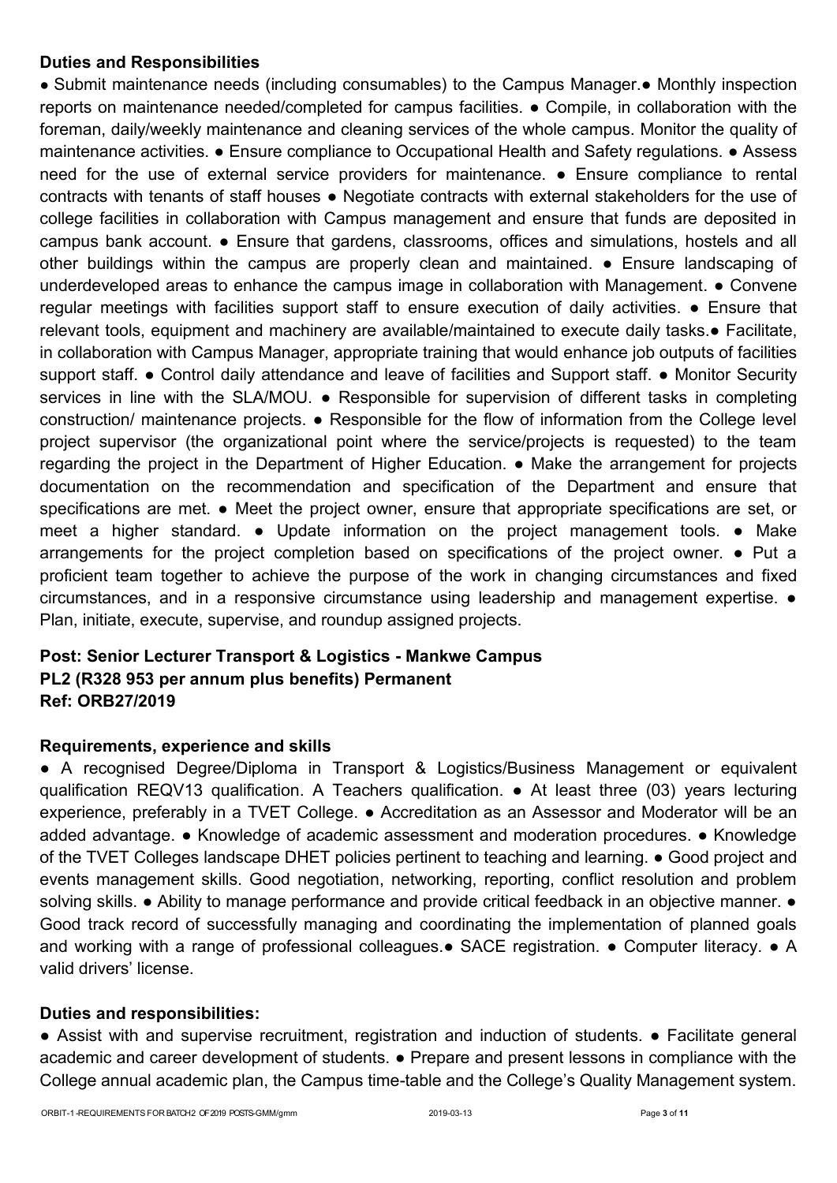### Duties and Responsibilities

● Submit maintenance needs (including consumables) to the Campus Manager.● Monthly inspection reports on maintenance needed/completed for campus facilities. ● Compile, in collaboration with the foreman, daily/weekly maintenance and cleaning services of the whole campus. Monitor the quality of maintenance activities. ● Ensure compliance to Occupational Health and Safety regulations. ● Assess need for the use of external service providers for maintenance. ● Ensure compliance to rental contracts with tenants of staff houses ● Negotiate contracts with external stakeholders for the use of college facilities in collaboration with Campus management and ensure that funds are deposited in campus bank account. ● Ensure that gardens, classrooms, offices and simulations, hostels and all other buildings within the campus are properly clean and maintained. ● Ensure landscaping of underdeveloped areas to enhance the campus image in collaboration with Management. ● Convene regular meetings with facilities support staff to ensure execution of daily activities. ● Ensure that relevant tools, equipment and machinery are available/maintained to execute daily tasks.● Facilitate, in collaboration with Campus Manager, appropriate training that would enhance job outputs of facilities support staff. ● Control daily attendance and leave of facilities and Support staff. ● Monitor Security services in line with the SLA/MOU. ● Responsible for supervision of different tasks in completing construction/ maintenance projects. ● Responsible for the flow of information from the College level project supervisor (the organizational point where the service/projects is requested) to the team regarding the project in the Department of Higher Education. ● Make the arrangement for projects documentation on the recommendation and specification of the Department and ensure that specifications are met. ● Meet the project owner, ensure that appropriate specifications are set, or meet a higher standard. ● Update information on the project management tools. ● Make arrangements for the project completion based on specifications of the project owner. ● Put a proficient team together to achieve the purpose of the work in changing circumstances and fixed circumstances, and in a responsive circumstance using leadership and management expertise. ● Plan, initiate, execute, supervise, and roundup assigned projects.

### Post: Senior Lecturer Transport & Logistics - Mankwe Campus
### PL2 (R328 953 per annum plus benefits) Permanent
### Ref: ORB27/2019

### Requirements, experience and skills

● A recognised Degree/Diploma in Transport & Logistics/Business Management or equivalent qualification REQV13 qualification. A Teachers qualification. ● At least three (03) years lecturing experience, preferably in a TVET College. ● Accreditation as an Assessor and Moderator will be an added advantage. ● Knowledge of academic assessment and moderation procedures. ● Knowledge of the TVET Colleges landscape DHET policies pertinent to teaching and learning. ● Good project and events management skills. Good negotiation, networking, reporting, conflict resolution and problem solving skills. ● Ability to manage performance and provide critical feedback in an objective manner. ● Good track record of successfully managing and coordinating the implementation of planned goals and working with a range of professional colleagues.● SACE registration. ● Computer literacy. ● A valid drivers' license.

### Duties and responsibilities:

● Assist with and supervise recruitment, registration and induction of students. ● Facilitate general academic and career development of students. ● Prepare and present lessons in compliance with the College annual academic plan, the Campus time-table and the College's Quality Management system.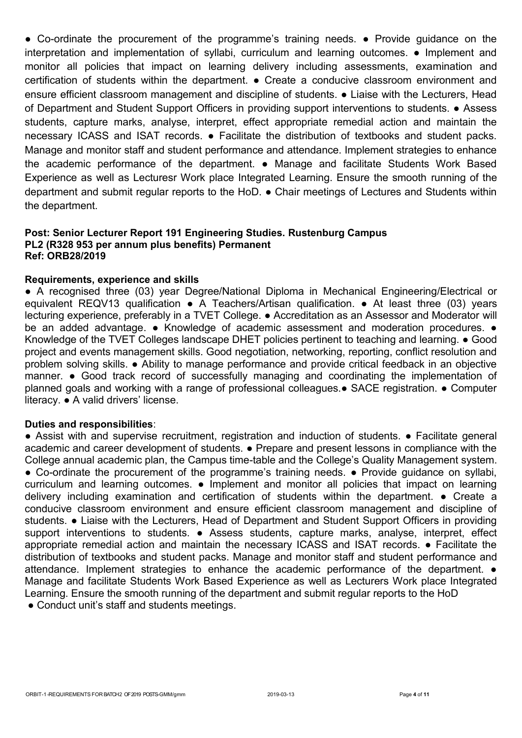● Co-ordinate the procurement of the programme's training needs. ● Provide guidance on the interpretation and implementation of syllabi, curriculum and learning outcomes. ● Implement and monitor all policies that impact on learning delivery including assessments, examination and certification of students within the department. ● Create a conducive classroom environment and ensure efficient classroom management and discipline of students. ● Liaise with the Lecturers, Head of Department and Student Support Officers in providing support interventions to students. ● Assess students, capture marks, analyse, interpret, effect appropriate remedial action and maintain the necessary ICASS and ISAT records. ● Facilitate the distribution of textbooks and student packs. Manage and monitor staff and student performance and attendance. Implement strategies to enhance the academic performance of the department. ● Manage and facilitate Students Work Based Experience as well as Lecturesr Work place Integrated Learning. Ensure the smooth running of the department and submit regular reports to the HoD. ● Chair meetings of Lectures and Students within the department.

**Post: Senior Lecturer Report 191 Engineering Studies. Rustenburg Campus**
**PL2 (R328 953 per annum plus benefits) Permanent**
**Ref: ORB28/2019**

**Requirements, experience and skills**

● A recognised three (03) year Degree/National Diploma in Mechanical Engineering/Electrical or equivalent REQV13 qualification ● A Teachers/Artisan qualification. ● At least three (03) years lecturing experience, preferably in a TVET College. ● Accreditation as an Assessor and Moderator will be an added advantage. ● Knowledge of academic assessment and moderation procedures. ● Knowledge of the TVET Colleges landscape DHET policies pertinent to teaching and learning. ● Good project and events management skills. Good negotiation, networking, reporting, conflict resolution and problem solving skills. ● Ability to manage performance and provide critical feedback in an objective manner. ● Good track record of successfully managing and coordinating the implementation of planned goals and working with a range of professional colleagues.● SACE registration. ● Computer literacy. ● A valid drivers' license.

**Duties and responsibilities**:

● Assist with and supervise recruitment, registration and induction of students. ● Facilitate general academic and career development of students. ● Prepare and present lessons in compliance with the College annual academic plan, the Campus time-table and the College's Quality Management system. ● Co-ordinate the procurement of the programme's training needs. ● Provide guidance on syllabi, curriculum and learning outcomes. ● Implement and monitor all policies that impact on learning delivery including examination and certification of students within the department. ● Create a conducive classroom environment and ensure efficient classroom management and discipline of students. ● Liaise with the Lecturers, Head of Department and Student Support Officers in providing support interventions to students. ● Assess students, capture marks, analyse, interpret, effect appropriate remedial action and maintain the necessary ICASS and ISAT records. ● Facilitate the distribution of textbooks and student packs. Manage and monitor staff and student performance and attendance. Implement strategies to enhance the academic performance of the department. ● Manage and facilitate Students Work Based Experience as well as Lecturers Work place Integrated Learning. Ensure the smooth running of the department and submit regular reports to the HoD
● Conduct unit's staff and students meetings.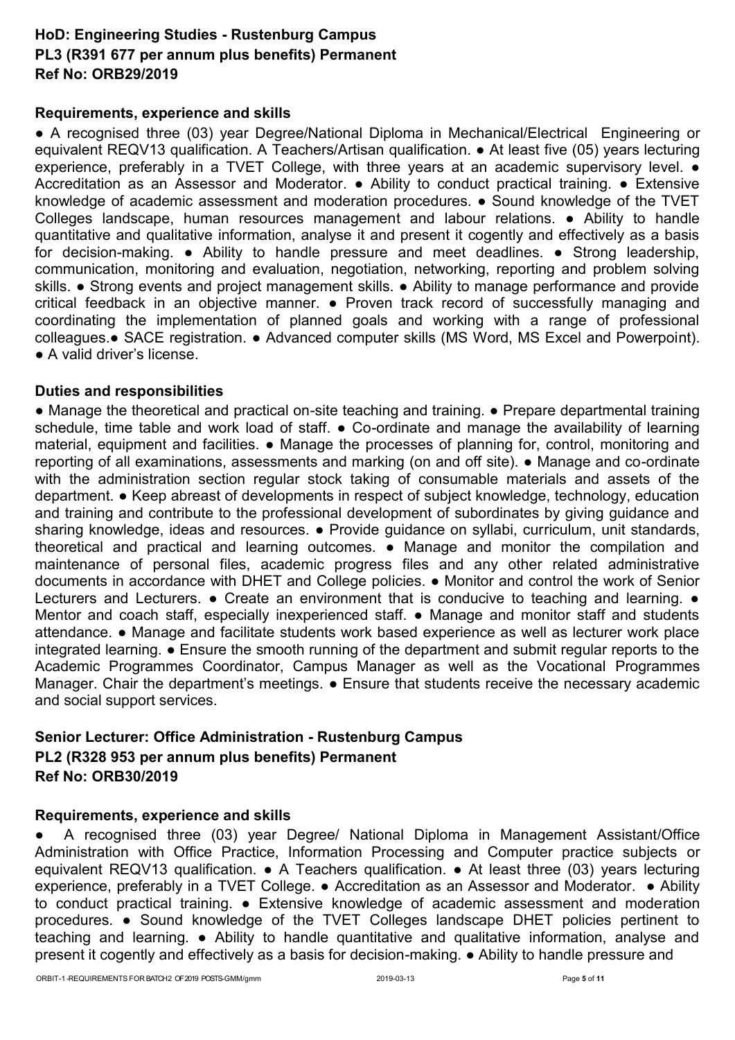**HoD: Engineering Studies - Rustenburg Campus**
**PL3 (R391 677 per annum plus benefits) Permanent**
**Ref No: ORB29/2019**

**Requirements, experience and skills**

● A recognised three (03) year Degree/National Diploma in Mechanical/Electrical Engineering or equivalent REQV13 qualification. A Teachers/Artisan qualification. ● At least five (05) years lecturing experience, preferably in a TVET College, with three years at an academic supervisory level. ● Accreditation as an Assessor and Moderator. ● Ability to conduct practical training. ● Extensive knowledge of academic assessment and moderation procedures. ● Sound knowledge of the TVET Colleges landscape, human resources management and labour relations. ● Ability to handle quantitative and qualitative information, analyse it and present it cogently and effectively as a basis for decision-making. ● Ability to handle pressure and meet deadlines. ● Strong leadership, communication, monitoring and evaluation, negotiation, networking, reporting and problem solving skills. ● Strong events and project management skills. ● Ability to manage performance and provide critical feedback in an objective manner. ● Proven track record of successfully managing and coordinating the implementation of planned goals and working with a range of professional colleagues.● SACE registration. ● Advanced computer skills (MS Word, MS Excel and Powerpoint). ● A valid driver's license.

**Duties and responsibilities**

● Manage the theoretical and practical on-site teaching and training. ● Prepare departmental training schedule, time table and work load of staff. ● Co-ordinate and manage the availability of learning material, equipment and facilities. ● Manage the processes of planning for, control, monitoring and reporting of all examinations, assessments and marking (on and off site). ● Manage and co-ordinate with the administration section regular stock taking of consumable materials and assets of the department. ● Keep abreast of developments in respect of subject knowledge, technology, education and training and contribute to the professional development of subordinates by giving guidance and sharing knowledge, ideas and resources. ● Provide guidance on syllabi, curriculum, unit standards, theoretical and practical and learning outcomes. ● Manage and monitor the compilation and maintenance of personal files, academic progress files and any other related administrative documents in accordance with DHET and College policies. ● Monitor and control the work of Senior Lecturers and Lecturers. ● Create an environment that is conducive to teaching and learning. ● Mentor and coach staff, especially inexperienced staff. ● Manage and monitor staff and students attendance. ● Manage and facilitate students work based experience as well as lecturer work place integrated learning. ● Ensure the smooth running of the department and submit regular reports to the Academic Programmes Coordinator, Campus Manager as well as the Vocational Programmes Manager. Chair the department's meetings. ● Ensure that students receive the necessary academic and social support services.

**Senior Lecturer: Office Administration - Rustenburg Campus**
**PL2 (R328 953 per annum plus benefits) Permanent**
**Ref No: ORB30/2019**

**Requirements, experience and skills**

● A recognised three (03) year Degree/ National Diploma in Management Assistant/Office Administration with Office Practice, Information Processing and Computer practice subjects or equivalent REQV13 qualification. ● A Teachers qualification. ● At least three (03) years lecturing experience, preferably in a TVET College. ● Accreditation as an Assessor and Moderator. ● Ability to conduct practical training. ● Extensive knowledge of academic assessment and moderation procedures. ● Sound knowledge of the TVET Colleges landscape DHET policies pertinent to teaching and learning. ● Ability to handle quantitative and qualitative information, analyse and present it cogently and effectively as a basis for decision-making. ● Ability to handle pressure and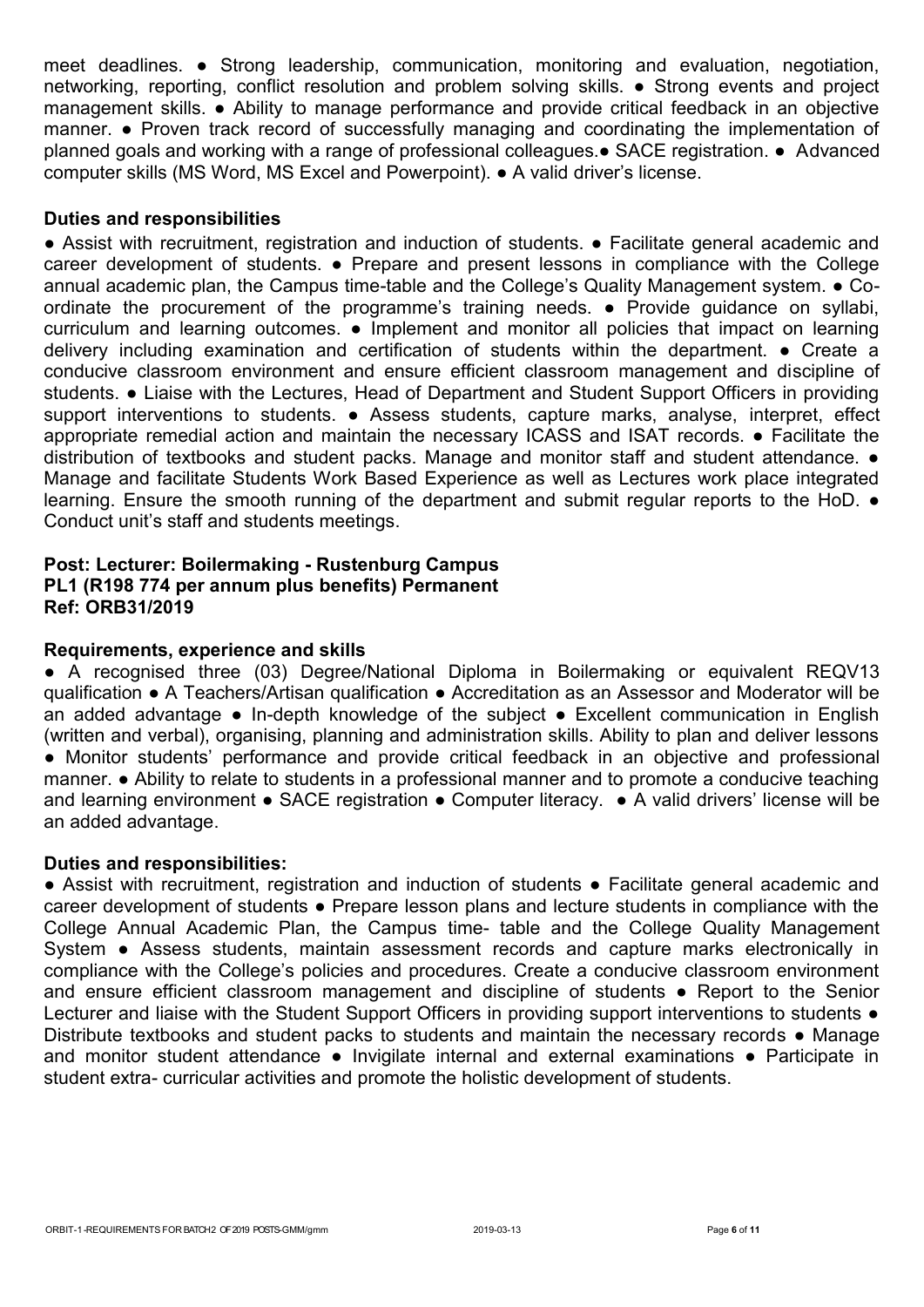meet deadlines. ● Strong leadership, communication, monitoring and evaluation, negotiation, networking, reporting, conflict resolution and problem solving skills. ● Strong events and project management skills. ● Ability to manage performance and provide critical feedback in an objective manner. ● Proven track record of successfully managing and coordinating the implementation of planned goals and working with a range of professional colleagues.● SACE registration. ● Advanced computer skills (MS Word, MS Excel and Powerpoint). ● A valid driver's license.

**Duties and responsibilities**

● Assist with recruitment, registration and induction of students. ● Facilitate general academic and career development of students. ● Prepare and present lessons in compliance with the College annual academic plan, the Campus time-table and the College's Quality Management system. ● Co-ordinate the procurement of the programme's training needs. ● Provide guidance on syllabi, curriculum and learning outcomes. ● Implement and monitor all policies that impact on learning delivery including examination and certification of students within the department. ● Create a conducive classroom environment and ensure efficient classroom management and discipline of students. ● Liaise with the Lectures, Head of Department and Student Support Officers in providing support interventions to students. ● Assess students, capture marks, analyse, interpret, effect appropriate remedial action and maintain the necessary ICASS and ISAT records. ● Facilitate the distribution of textbooks and student packs. Manage and monitor staff and student attendance. ● Manage and facilitate Students Work Based Experience as well as Lectures work place integrated learning. Ensure the smooth running of the department and submit regular reports to the HoD. ● Conduct unit's staff and students meetings.

**Post: Lecturer: Boilermaking - Rustenburg Campus**
**PL1 (R198 774 per annum plus benefits) Permanent**
**Ref: ORB31/2019**

**Requirements, experience and skills**

● A recognised three (03) Degree/National Diploma in Boilermaking or equivalent REQV13 qualification ● A Teachers/Artisan qualification ● Accreditation as an Assessor and Moderator will be an added advantage ● In-depth knowledge of the subject ● Excellent communication in English (written and verbal), organising, planning and administration skills. Ability to plan and deliver lessons ● Monitor students' performance and provide critical feedback in an objective and professional manner. ● Ability to relate to students in a professional manner and to promote a conducive teaching and learning environment ● SACE registration ● Computer literacy. ● A valid drivers' license will be an added advantage.

**Duties and responsibilities:**

● Assist with recruitment, registration and induction of students ● Facilitate general academic and career development of students ● Prepare lesson plans and lecture students in compliance with the College Annual Academic Plan, the Campus time- table and the College Quality Management System ● Assess students, maintain assessment records and capture marks electronically in compliance with the College's policies and procedures. Create a conducive classroom environment and ensure efficient classroom management and discipline of students ● Report to the Senior Lecturer and liaise with the Student Support Officers in providing support interventions to students ● Distribute textbooks and student packs to students and maintain the necessary records ● Manage and monitor student attendance ● Invigilate internal and external examinations ● Participate in student extra- curricular activities and promote the holistic development of students.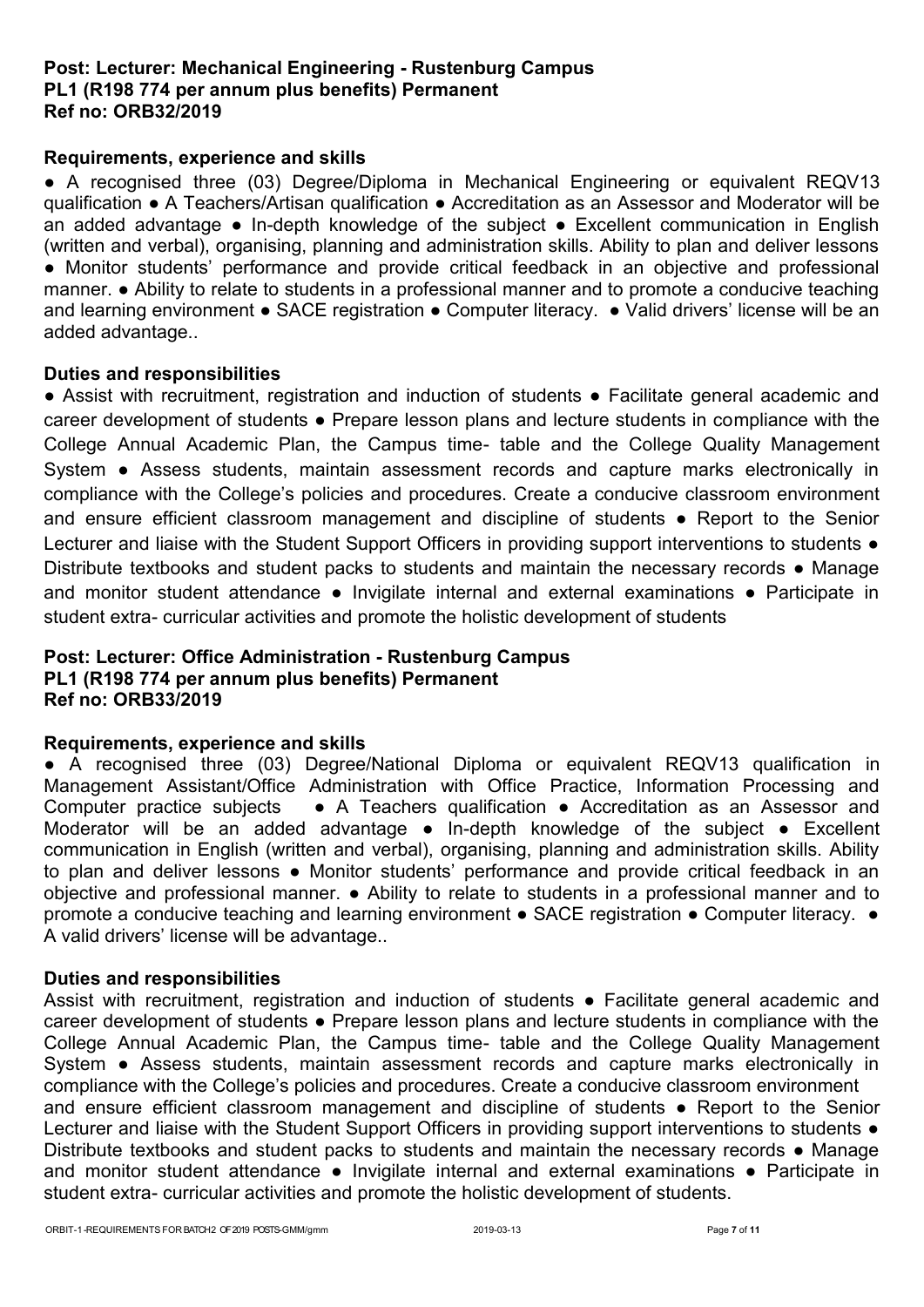**Post: Lecturer: Mechanical Engineering - Rustenburg Campus**
**PL1 (R198 774 per annum plus benefits) Permanent**
**Ref no: ORB32/2019**

**Requirements, experience and skills**

● A recognised three (03) Degree/Diploma in Mechanical Engineering or equivalent REQV13 qualification ● A Teachers/Artisan qualification ● Accreditation as an Assessor and Moderator will be an added advantage ● In-depth knowledge of the subject ● Excellent communication in English (written and verbal), organising, planning and administration skills. Ability to plan and deliver lessons ● Monitor students' performance and provide critical feedback in an objective and professional manner. ● Ability to relate to students in a professional manner and to promote a conducive teaching and learning environment ● SACE registration ● Computer literacy. ● Valid drivers' license will be an added advantage..

**Duties and responsibilities**

● Assist with recruitment, registration and induction of students ● Facilitate general academic and career development of students ● Prepare lesson plans and lecture students in compliance with the College Annual Academic Plan, the Campus time- table and the College Quality Management System ● Assess students, maintain assessment records and capture marks electronically in compliance with the College's policies and procedures. Create a conducive classroom environment and ensure efficient classroom management and discipline of students ● Report to the Senior Lecturer and liaise with the Student Support Officers in providing support interventions to students ● Distribute textbooks and student packs to students and maintain the necessary records ● Manage and monitor student attendance ● Invigilate internal and external examinations ● Participate in student extra- curricular activities and promote the holistic development of students

**Post: Lecturer: Office Administration - Rustenburg Campus**
**PL1 (R198 774 per annum plus benefits) Permanent**
**Ref no: ORB33/2019**

**Requirements, experience and skills**

● A recognised three (03) Degree/National Diploma or equivalent REQV13 qualification in Management Assistant/Office Administration with Office Practice, Information Processing and Computer practice subjects ● A Teachers qualification ● Accreditation as an Assessor and Moderator will be an added advantage ● In-depth knowledge of the subject ● Excellent communication in English (written and verbal), organising, planning and administration skills. Ability to plan and deliver lessons ● Monitor students' performance and provide critical feedback in an objective and professional manner. ● Ability to relate to students in a professional manner and to promote a conducive teaching and learning environment ● SACE registration ● Computer literacy. ● A valid drivers' license will be advantage..

**Duties and responsibilities**

Assist with recruitment, registration and induction of students ● Facilitate general academic and career development of students ● Prepare lesson plans and lecture students in compliance with the College Annual Academic Plan, the Campus time- table and the College Quality Management System ● Assess students, maintain assessment records and capture marks electronically in compliance with the College's policies and procedures. Create a conducive classroom environment and ensure efficient classroom management and discipline of students ● Report to the Senior Lecturer and liaise with the Student Support Officers in providing support interventions to students ● Distribute textbooks and student packs to students and maintain the necessary records ● Manage and monitor student attendance ● Invigilate internal and external examinations ● Participate in student extra- curricular activities and promote the holistic development of students.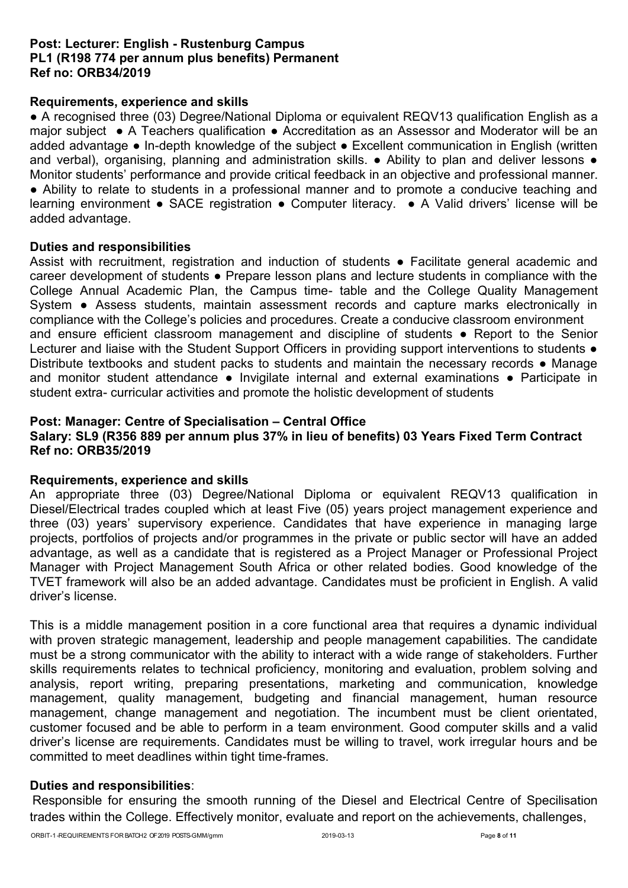**Post: Lecturer: English - Rustenburg Campus**
**PL1 (R198 774 per annum plus benefits) Permanent**
**Ref no: ORB34/2019**

**Requirements, experience and skills**

● A recognised three (03) Degree/National Diploma or equivalent REQV13 qualification English as a major subject ● A Teachers qualification ● Accreditation as an Assessor and Moderator will be an added advantage ● In-depth knowledge of the subject ● Excellent communication in English (written and verbal), organising, planning and administration skills. ● Ability to plan and deliver lessons ● Monitor students' performance and provide critical feedback in an objective and professional manner. ● Ability to relate to students in a professional manner and to promote a conducive teaching and learning environment ● SACE registration ● Computer literacy. ● A Valid drivers' license will be added advantage.

**Duties and responsibilities**

Assist with recruitment, registration and induction of students ● Facilitate general academic and career development of students ● Prepare lesson plans and lecture students in compliance with the College Annual Academic Plan, the Campus time- table and the College Quality Management System ● Assess students, maintain assessment records and capture marks electronically in compliance with the College's policies and procedures. Create a conducive classroom environment and ensure efficient classroom management and discipline of students ● Report to the Senior Lecturer and liaise with the Student Support Officers in providing support interventions to students ● Distribute textbooks and student packs to students and maintain the necessary records ● Manage and monitor student attendance ● Invigilate internal and external examinations ● Participate in student extra- curricular activities and promote the holistic development of students

**Post: Manager: Centre of Specialisation – Central Office**
**Salary: SL9 (R356 889 per annum plus 37% in lieu of benefits) 03 Years Fixed Term Contract**
**Ref no: ORB35/2019**

**Requirements, experience and skills**

An appropriate three (03) Degree/National Diploma or equivalent REQV13 qualification in Diesel/Electrical trades coupled which at least Five (05) years project management experience and three (03) years' supervisory experience. Candidates that have experience in managing large projects, portfolios of projects and/or programmes in the private or public sector will have an added advantage, as well as a candidate that is registered as a Project Manager or Professional Project Manager with Project Management South Africa or other related bodies. Good knowledge of the TVET framework will also be an added advantage. Candidates must be proficient in English. A valid driver's license.

This is a middle management position in a core functional area that requires a dynamic individual with proven strategic management, leadership and people management capabilities. The candidate must be a strong communicator with the ability to interact with a wide range of stakeholders. Further skills requirements relates to technical proficiency, monitoring and evaluation, problem solving and analysis, report writing, preparing presentations, marketing and communication, knowledge management, quality management, budgeting and financial management, human resource management, change management and negotiation. The incumbent must be client orientated, customer focused and be able to perform in a team environment. Good computer skills and a valid driver's license are requirements. Candidates must be willing to travel, work irregular hours and be committed to meet deadlines within tight time-frames.

**Duties and responsibilities**:

Responsible for ensuring the smooth running of the Diesel and Electrical Centre of Specilisation trades within the College. Effectively monitor, evaluate and report on the achievements, challenges,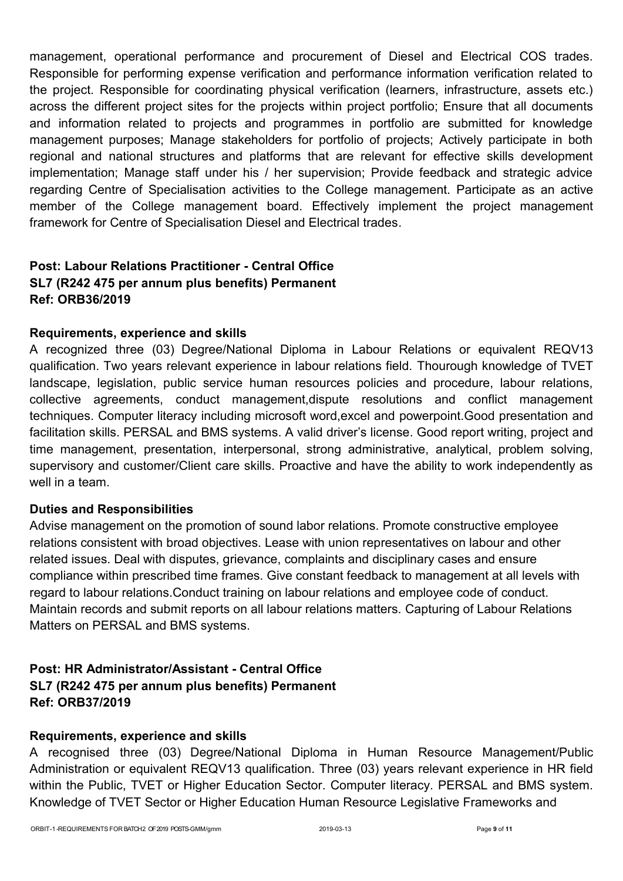management, operational performance and procurement of Diesel and Electrical COS trades. Responsible for performing expense verification and performance information verification related to the project. Responsible for coordinating physical verification (learners, infrastructure, assets etc.) across the different project sites for the projects within project portfolio; Ensure that all documents and information related to projects and programmes in portfolio are submitted for knowledge management purposes; Manage stakeholders for portfolio of projects; Actively participate in both regional and national structures and platforms that are relevant for effective skills development implementation; Manage staff under his / her supervision; Provide feedback and strategic advice regarding Centre of Specialisation activities to the College management. Participate as an active member of the College management board. Effectively implement the project management framework for Centre of Specialisation Diesel and Electrical trades.

**Post: Labour Relations Practitioner - Central Office**
**SL7 (R242 475 per annum plus benefits) Permanent**
**Ref: ORB36/2019**

**Requirements, experience and skills**

A recognized three (03) Degree/National Diploma in Labour Relations or equivalent REQV13 qualification. Two years relevant experience in labour relations field. Thourough knowledge of TVET landscape, legislation, public service human resources policies and procedure, labour relations, collective agreements, conduct management,dispute resolutions and conflict management techniques. Computer literacy including microsoft word,excel and powerpoint.Good presentation and facilitation skills. PERSAL and BMS systems. A valid driver's license. Good report writing, project and time management, presentation, interpersonal, strong administrative, analytical, problem solving, supervisory and customer/Client care skills. Proactive and have the ability to work independently as well in a team.

**Duties and Responsibilities**

Advise management on the promotion of sound labor relations. Promote constructive employee relations consistent with broad objectives. Lease with union representatives on labour and other related issues. Deal with disputes, grievance, complaints and disciplinary cases and ensure compliance within prescribed time frames. Give constant feedback to management at all levels with regard to labour relations.Conduct training on labour relations and employee code of conduct. Maintain records and submit reports on all labour relations matters. Capturing of Labour Relations Matters on PERSAL and BMS systems.

**Post: HR Administrator/Assistant - Central Office**
**SL7 (R242 475 per annum plus benefits) Permanent**
**Ref: ORB37/2019**

**Requirements, experience and skills**

A recognised three (03) Degree/National Diploma in Human Resource Management/Public Administration or equivalent REQV13 qualification. Three (03) years relevant experience in HR field within the Public, TVET or Higher Education Sector. Computer literacy. PERSAL and BMS system. Knowledge of TVET Sector or Higher Education Human Resource Legislative Frameworks and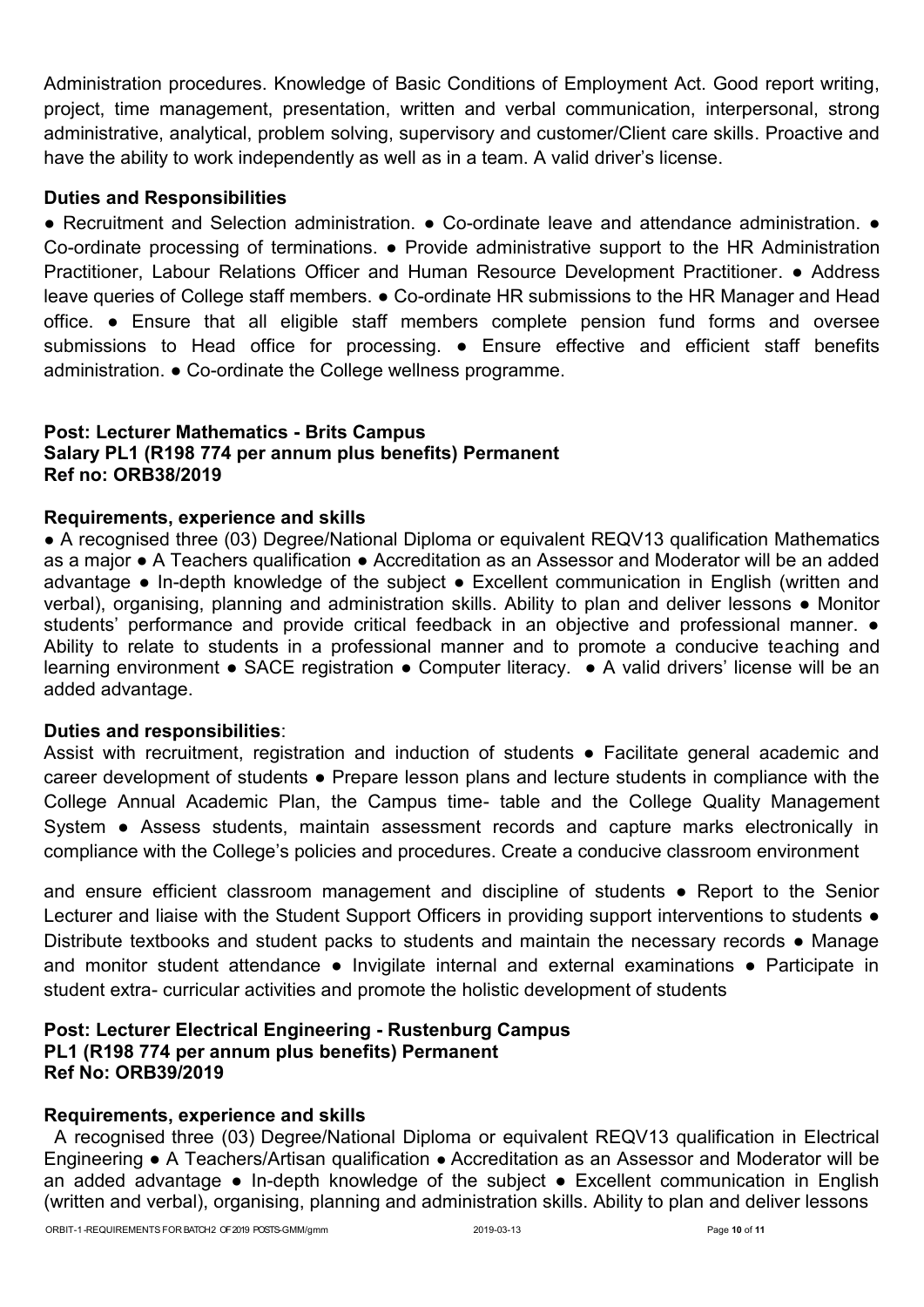Administration procedures. Knowledge of Basic Conditions of Employment Act. Good report writing, project, time management, presentation, written and verbal communication, interpersonal, strong administrative, analytical, problem solving, supervisory and customer/Client care skills. Proactive and have the ability to work independently as well as in a team. A valid driver's license.

### Duties and Responsibilities

● Recruitment and Selection administration. ● Co-ordinate leave and attendance administration. ● Co-ordinate processing of terminations. ● Provide administrative support to the HR Administration Practitioner, Labour Relations Officer and Human Resource Development Practitioner. ● Address leave queries of College staff members. ● Co-ordinate HR submissions to the HR Manager and Head office. ● Ensure that all eligible staff members complete pension fund forms and oversee submissions to Head office for processing. ● Ensure effective and efficient staff benefits administration. ● Co-ordinate the College wellness programme.

### Post: Lecturer Mathematics - Brits Campus
### Salary PL1 (R198 774 per annum plus benefits) Permanent
### Ref no: ORB38/2019

### Requirements, experience and skills

● A recognised three (03) Degree/National Diploma or equivalent REQV13 qualification Mathematics as a major ● A Teachers qualification ● Accreditation as an Assessor and Moderator will be an added advantage ● In-depth knowledge of the subject ● Excellent communication in English (written and verbal), organising, planning and administration skills. Ability to plan and deliver lessons ● Monitor students' performance and provide critical feedback in an objective and professional manner. ● Ability to relate to students in a professional manner and to promote a conducive teaching and learning environment ● SACE registration ● Computer literacy. ● A valid drivers' license will be an added advantage.

### Duties and responsibilities:

Assist with recruitment, registration and induction of students ● Facilitate general academic and career development of students ● Prepare lesson plans and lecture students in compliance with the College Annual Academic Plan, the Campus time- table and the College Quality Management System ● Assess students, maintain assessment records and capture marks electronically in compliance with the College's policies and procedures. Create a conducive classroom environment and ensure efficient classroom management and discipline of students ● Report to the Senior Lecturer and liaise with the Student Support Officers in providing support interventions to students ● Distribute textbooks and student packs to students and maintain the necessary records ● Manage and monitor student attendance ● Invigilate internal and external examinations ● Participate in student extra- curricular activities and promote the holistic development of students

### Post: Lecturer Electrical Engineering - Rustenburg Campus
### PL1 (R198 774 per annum plus benefits) Permanent
### Ref No: ORB39/2019

### Requirements, experience and skills

A recognised three (03) Degree/National Diploma or equivalent REQV13 qualification in Electrical Engineering ● A Teachers/Artisan qualification ● Accreditation as an Assessor and Moderator will be an added advantage ● In-depth knowledge of the subject ● Excellent communication in English (written and verbal), organising, planning and administration skills. Ability to plan and deliver lessons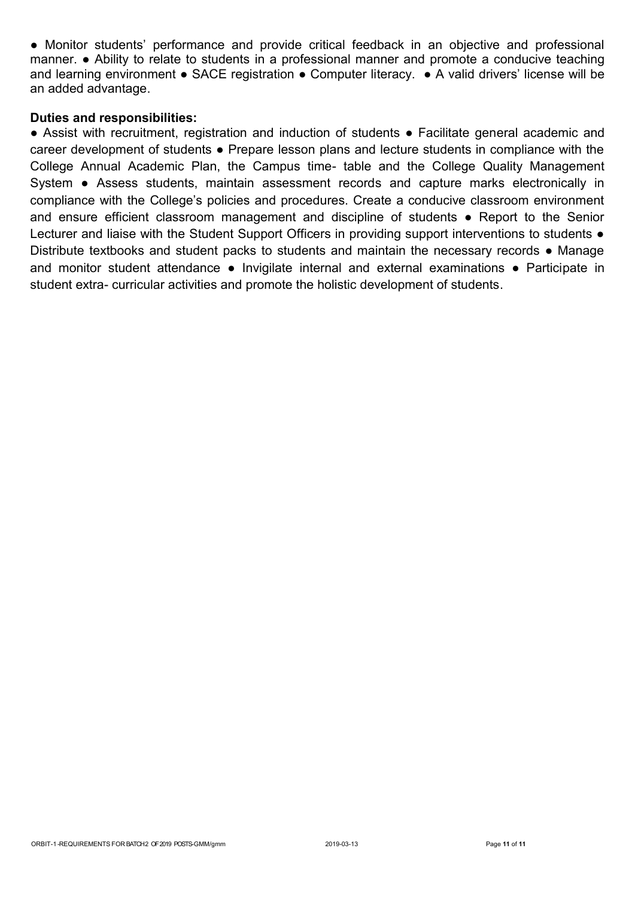● Monitor students' performance and provide critical feedback in an objective and professional manner. ● Ability to relate to students in a professional manner and promote a conducive teaching and learning environment ● SACE registration ● Computer literacy. ● A valid drivers' license will be an added advantage.

**Duties and responsibilities:**

● Assist with recruitment, registration and induction of students ● Facilitate general academic and career development of students ● Prepare lesson plans and lecture students in compliance with the College Annual Academic Plan, the Campus time- table and the College Quality Management System ● Assess students, maintain assessment records and capture marks electronically in compliance with the College's policies and procedures. Create a conducive classroom environment and ensure efficient classroom management and discipline of students ● Report to the Senior Lecturer and liaise with the Student Support Officers in providing support interventions to students ● Distribute textbooks and student packs to students and maintain the necessary records ● Manage and monitor student attendance ● Invigilate internal and external examinations ● Participate in student extra- curricular activities and promote the holistic development of students.